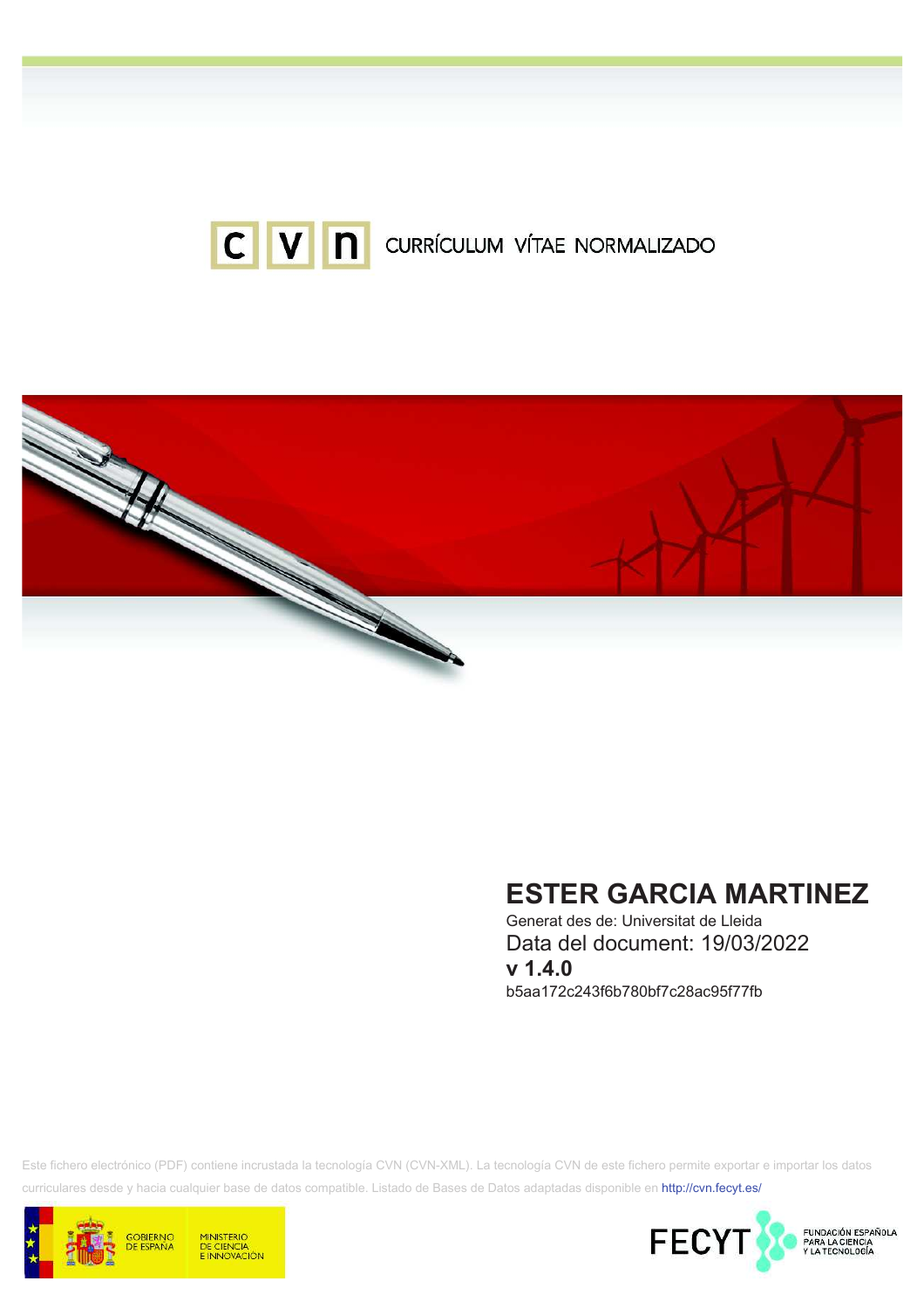CURRÍCULUM VÍTAE NORMALIZADO

# ESTER GARCIA MARTINEZ

Generat des de: Universitat de Lleida

Data del document: 19/03/2022

**v 1.4.0**

b5aa172c243f6b780bf7c28ac95f77fb

Este fichero electrónico (PDF) contiene incrustada la tecnología CVN (CVN-XML). La tecnología CVN de este fichero permite exportar e importar los datos curriculares desde y hacia cualquier base de datos compatible. Listado de Bases de Datos adaptadas disponible en http://cvn.fecyt.es/

GOBIERNO DE ESPAÑA | MINISTERIO DE CIENCIA E INNOVACIÓN

FECYT | FUNDACIÓN ESPAÑOLA PARA LA CIENCIA Y LA TECNOLOGÍA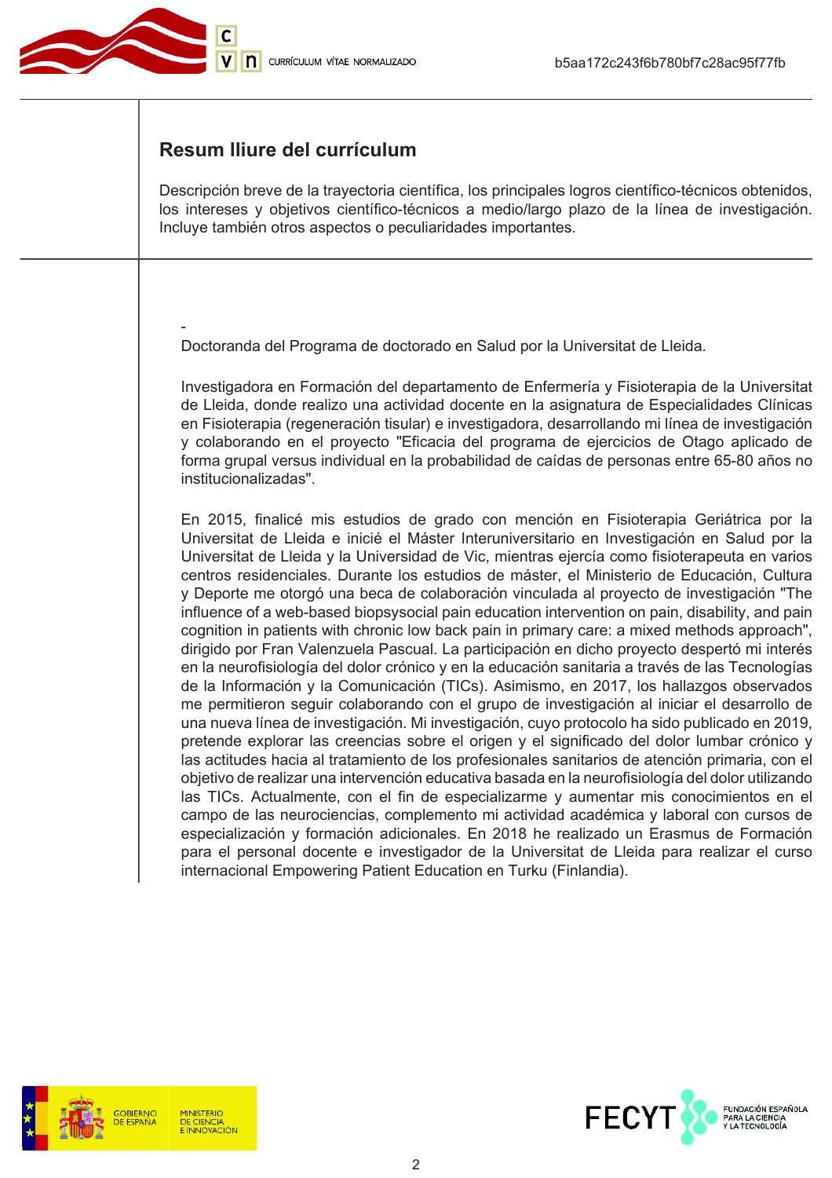## Resum lliure del currículum

Descripción breve de la trayectoria científica, los principales logros científico-técnicos obtenidos, los intereses y objetivos científico-técnicos a medio/largo plazo de la línea de investigación. Incluye también otros aspectos o peculiaridades importantes.

-

Doctoranda del Programa de doctorado en Salud por la Universitat de Lleida.

Investigadora en Formación del departamento de Enfermería y Fisioterapia de la Universitat de Lleida, donde realizo una actividad docente en la asignatura de Especialidades Clínicas en Fisioterapia (regeneración tisular) e investigadora, desarrollando mi línea de investigación y colaborando en el proyecto "Eficacia del programa de ejercicios de Otago aplicado de forma grupal versus individual en la probabilidad de caídas de personas entre 65-80 años no institucionalizadas".

En 2015, finalicé mis estudios de grado con mención en Fisioterapia Geriátrica por la Universitat de Lleida e inicié el Máster Interuniversitario en Investigación en Salud por la Universitat de Lleida y la Universidad de Vic, mientras ejercía como fisioterapeuta en varios centros residenciales. Durante los estudios de máster, el Ministerio de Educación, Cultura y Deporte me otorgó una beca de colaboración vinculada al proyecto de investigación "The influence of a web-based biopsysocial pain education intervention on pain, disability, and pain cognition in patients with chronic low back pain in primary care: a mixed methods approach", dirigido por Fran Valenzuela Pascual. La participación en dicho proyecto despertó mi interés en la neurofisiología del dolor crónico y en la educación sanitaria a través de las Tecnologías de la Información y la Comunicación (TICs). Asimismo, en 2017, los hallazgos observados me permitieron seguir colaborando con el grupo de investigación al iniciar el desarrollo de una nueva línea de investigación. Mi investigación, cuyo protocolo ha sido publicado en 2019, pretende explorar las creencias sobre el origen y el significado del dolor lumbar crónico y las actitudes hacia al tratamiento de los profesionales sanitarios de atención primaria, con el objetivo de realizar una intervención educativa basada en la neurofisiología del dolor utilizando las TICs. Actualmente, con el fin de especializarme y aumentar mis conocimientos en el campo de las neurociencias, complemento mi actividad académica y laboral con cursos de especialización y formación adicionales. En 2018 he realizado un Erasmus de Formación para el personal docente e investigador de la Universitat de Lleida para realizar el curso internacional Empowering Patient Education en Turku (Finlandia).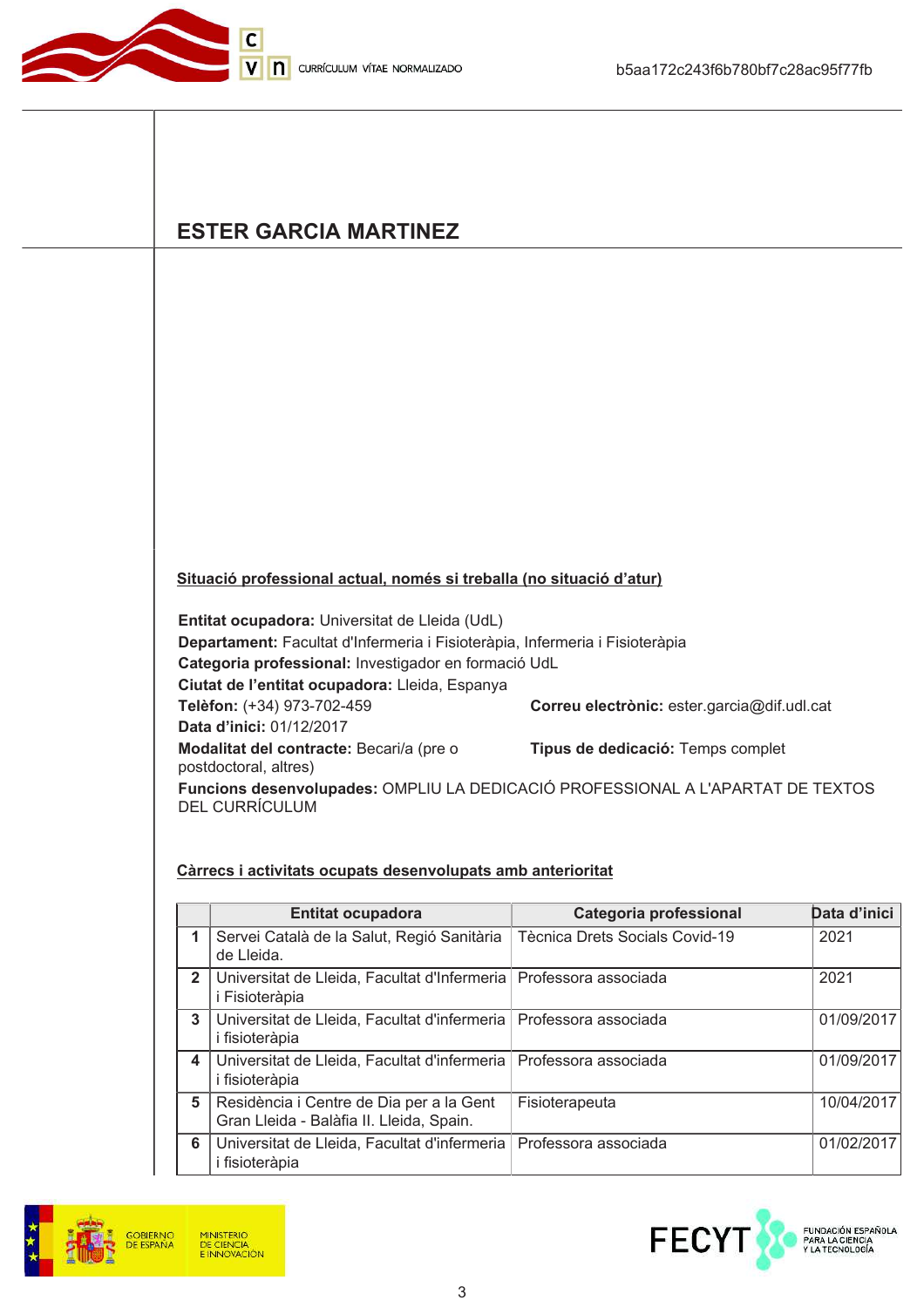# ESTER GARCIA MARTINEZ

## Situació professional actual, només si treballa (no situació d'atur)

**Entitat ocupadora:** Universitat de Lleida (UdL)
**Departament:** Facultat d'Infermeria i Fisioteràpia, Infermeria i Fisioteràpia
**Categoria professional:** Investigador en formació UdL
**Ciutat de l'entitat ocupadora:** Lleida, Espanya
**Telèfon:** (+34) 973-702-459
**Correu electrònic:** ester.garcia@dif.udl.cat
**Data d'inici:** 01/12/2017
**Modalitat del contracte:** Becari/a (pre o postdoctoral, altres)
**Tipus de dedicació:** Temps complet
**Funcions desenvolupades:** OMPLIU LA DEDICACIÓ PROFESSIONAL A L'APARTAT DE TEXTOS DEL CURRÍCULUM

## Càrrecs i activitats ocupats desenvolupats amb anterioritat

| | Entitat ocupadora | Categoria professional | Data d'inici |
|---|---|---|---|
| 1 | Servei Català de la Salut, Regió Sanitària de Lleida. | Tècnica Drets Socials Covid-19 | 2021 |
| 2 | Universitat de Lleida, Facultat d'Infermeria i Fisioteràpia | Professora associada | 2021 |
| 3 | Universitat de Lleida, Facultat d'infermeria i fisioteràpia | Professora associada | 01/09/2017 |
| 4 | Universitat de Lleida, Facultat d'infermeria i fisioteràpia | Professora associada | 01/09/2017 |
| 5 | Residència i Centre de Dia per a la Gent Gran Lleida - Balàfia II. Lleida, Spain. | Fisioterapeuta | 10/04/2017 |
| 6 | Universitat de Lleida, Facultat d'infermeria i fisioteràpia | Professora associada | 01/02/2017 |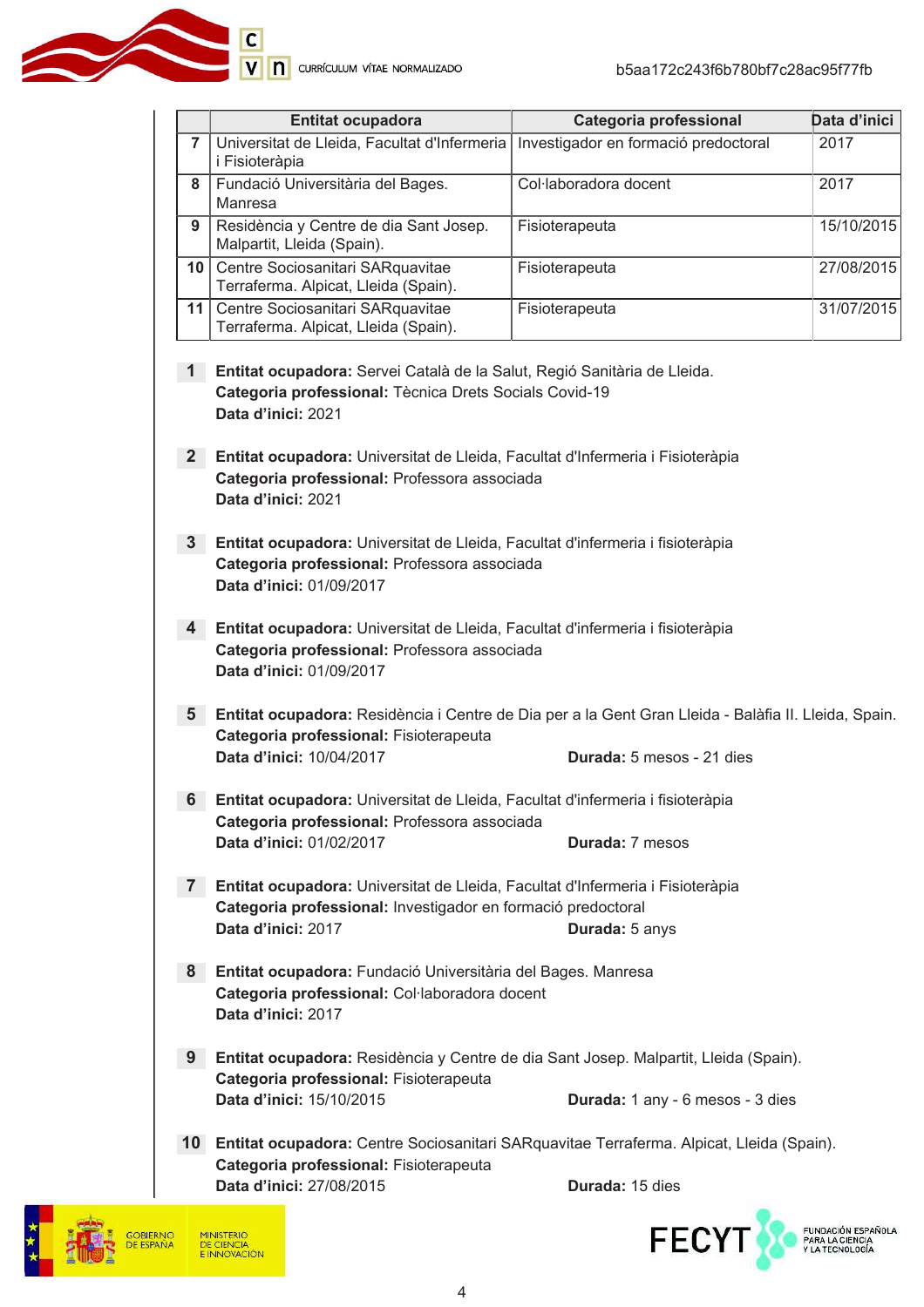| | Entitat ocupadora | Categoria professional | Data d'inici |
|---|---|---|---|
| 7 | Universitat de Lleida, Facultat d'Infermeria i Fisioteràpia | Investigador en formació predoctoral | 2017 |
| 8 | Fundació Universitària del Bages. Manresa | Col·laboradora docent | 2017 |
| 9 | Residència y Centre de dia Sant Josep. Malpartit, Lleida (Spain). | Fisioterapeuta | 15/10/2015 |
| 10 | Centre Sociosanitari SARquavitae Terraferma. Alpicat, Lleida (Spain). | Fisioterapeuta | 27/08/2015 |
| 11 | Centre Sociosanitari SARquavitae Terraferma. Alpicat, Lleida (Spain). | Fisioterapeuta | 31/07/2015 |

**1** **Entitat ocupadora:** Servei Català de la Salut, Regió Sanitària de Lleida.
**Categoria professional:** Tècnica Drets Socials Covid-19
**Data d'inici:** 2021

**2** **Entitat ocupadora:** Universitat de Lleida, Facultat d'Infermeria i Fisioteràpia
**Categoria professional:** Professora associada
**Data d'inici:** 2021

**3** **Entitat ocupadora:** Universitat de Lleida, Facultat d'infermeria i fisioteràpia
**Categoria professional:** Professora associada
**Data d'inici:** 01/09/2017

**4** **Entitat ocupadora:** Universitat de Lleida, Facultat d'infermeria i fisioteràpia
**Categoria professional:** Professora associada
**Data d'inici:** 01/09/2017

**5** **Entitat ocupadora:** Residència i Centre de Dia per a la Gent Gran Lleida - Balàfia II. Lleida, Spain.
**Categoria professional:** Fisioterapeuta
**Data d'inici:** 10/04/2017 **Durada:** 5 mesos - 21 dies

**6** **Entitat ocupadora:** Universitat de Lleida, Facultat d'infermeria i fisioteràpia
**Categoria professional:** Professora associada
**Data d'inici:** 01/02/2017 **Durada:** 7 mesos

**7** **Entitat ocupadora:** Universitat de Lleida, Facultat d'Infermeria i Fisioteràpia
**Categoria professional:** Investigador en formació predoctoral
**Data d'inici:** 2017 **Durada:** 5 anys

**8** **Entitat ocupadora:** Fundació Universitària del Bages. Manresa
**Categoria professional:** Col·laboradora docent
**Data d'inici:** 2017

**9** **Entitat ocupadora:** Residència y Centre de dia Sant Josep. Malpartit, Lleida (Spain).
**Categoria professional:** Fisioterapeuta
**Data d'inici:** 15/10/2015 **Durada:** 1 any - 6 mesos - 3 dies

**10** **Entitat ocupadora:** Centre Sociosanitari SARquavitae Terraferma. Alpicat, Lleida (Spain).
**Categoria professional:** Fisioterapeuta
**Data d'inici:** 27/08/2015 **Durada:** 15 dies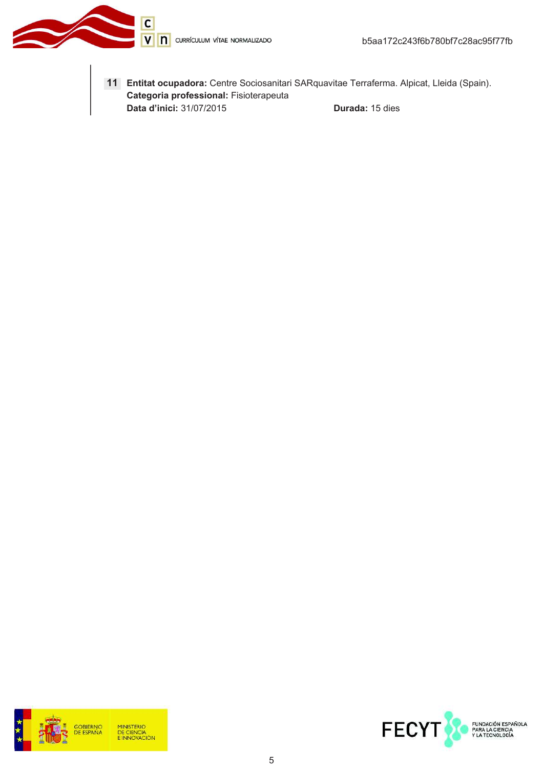**11** **Entitat ocupadora:** Centre Sociosanitari SARquavitae Terraferma. Alpicat, Lleida (Spain).
**Categoria professional:** Fisioterapeuta
**Data d'inici:** 31/07/2015 **Durada:** 15 dies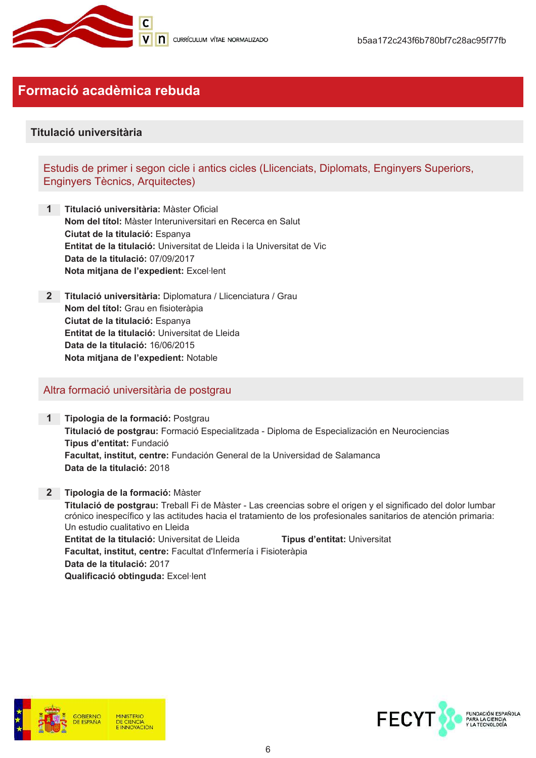# Formació acadèmica rebuda

## Titulació universitària

### Estudis de primer i segon cicle i antics cicles (Llicenciats, Diplomats, Enginyers Superiors, Enginyers Tècnics, Arquitectes)

**1** **Titulació universitària:** Màster Oficial
**Nom del títol:** Màster Interuniversitari en Recerca en Salut
**Ciutat de la titulació:** Espanya
**Entitat de la titulació:** Universitat de Lleida i la Universitat de Vic
**Data de la titulació:** 07/09/2017
**Nota mitjana de l'expedient:** Excel·lent

**2** **Titulació universitària:** Diplomatura / Llicenciatura / Grau
**Nom del títol:** Grau en fisioteràpia
**Ciutat de la titulació:** Espanya
**Entitat de la titulació:** Universitat de Lleida
**Data de la titulació:** 16/06/2015
**Nota mitjana de l'expedient:** Notable

### Altra formació universitària de postgrau

**1** **Tipologia de la formació:** Postgrau
**Titulació de postgrau:** Formació Especialitzada - Diploma de Especialización en Neurociencias
**Tipus d'entitat:** Fundació
**Facultat, institut, centre:** Fundación General de la Universidad de Salamanca
**Data de la titulació:** 2018

**2** **Tipologia de la formació:** Màster
**Titulació de postgrau:** Treball Fi de Màster - Las creencias sobre el origen y el significado del dolor lumbar crónico inespecífico y las actitudes hacia el tratamiento de los profesionales sanitarios de atención primaria: Un estudio cualitativo en Lleida
**Entitat de la titulació:** Universitat de Lleida **Tipus d'entitat:** Universitat
**Facultat, institut, centre:** Facultat d'Infermería i Fisioteràpia
**Data de la titulació:** 2017
**Qualificació obtinguda:** Excel·lent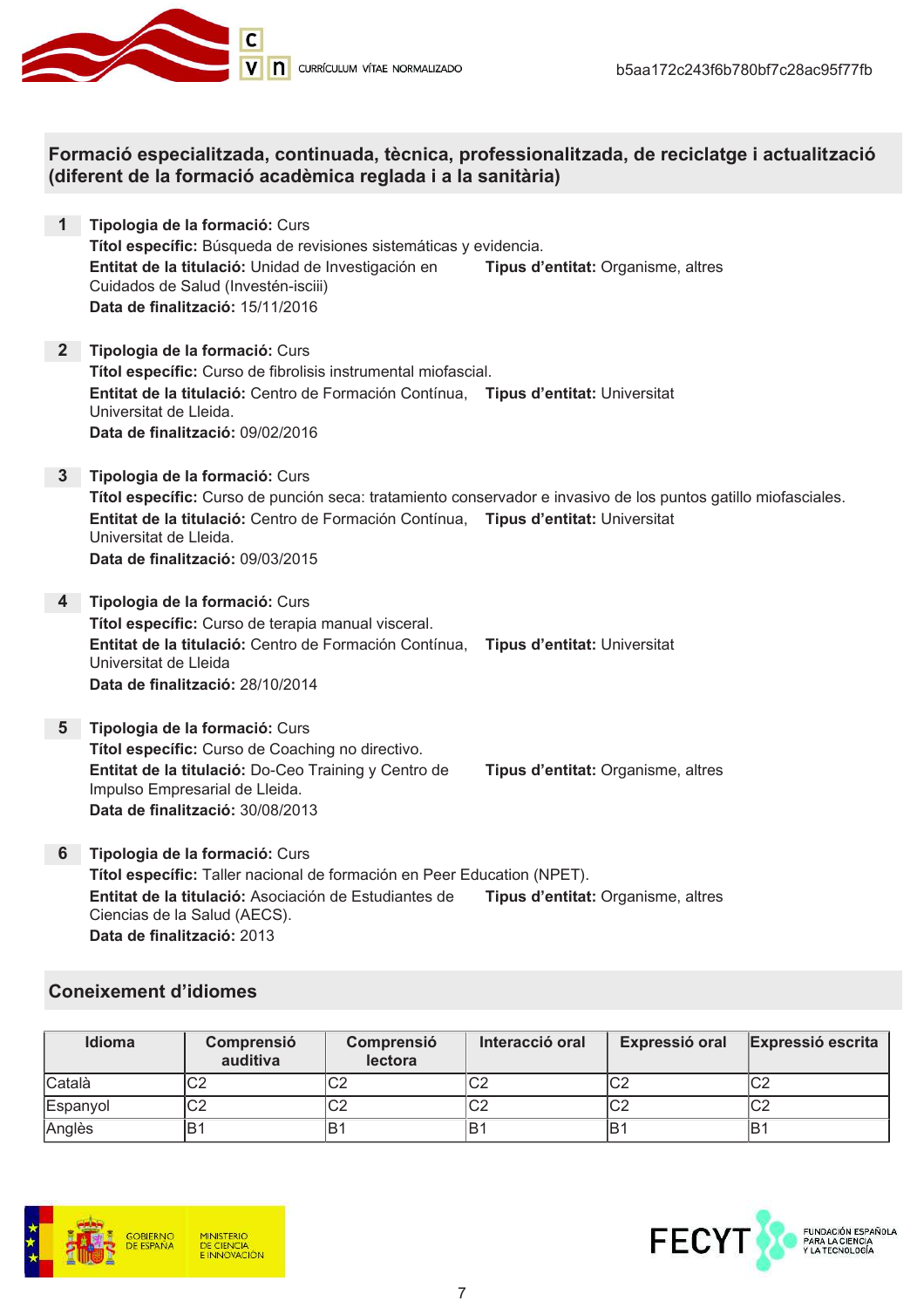## Formació especialitzada, continuada, tècnica, professionalitzada, de reciclatge i actualització (diferent de la formació acadèmica reglada i a la sanitària)

**1** **Tipologia de la formació:** Curs
**Títol específic:** Búsqueda de revisiones sistemáticas y evidencia.
**Entitat de la titulació:** Unidad de Investigación en Cuidados de Salud (Investén-isciii)
**Tipus d'entitat:** Organisme, altres
**Data de finalització:** 15/11/2016

**2** **Tipologia de la formació:** Curs
**Títol específic:** Curso de fibrolisis instrumental miofascial.
**Entitat de la titulació:** Centro de Formación Contínua, Universitat de Lleida.
**Tipus d'entitat:** Universitat
**Data de finalització:** 09/02/2016

**3** **Tipologia de la formació:** Curs
**Títol específic:** Curso de punción seca: tratamiento conservador e invasivo de los puntos gatillo miofasciales.
**Entitat de la titulació:** Centro de Formación Contínua, Universitat de Lleida.
**Tipus d'entitat:** Universitat
**Data de finalització:** 09/03/2015

**4** **Tipologia de la formació:** Curs
**Títol específic:** Curso de terapia manual visceral.
**Entitat de la titulació:** Centro de Formación Contínua, Universitat de Lleida
**Tipus d'entitat:** Universitat
**Data de finalització:** 28/10/2014

**5** **Tipologia de la formació:** Curs
**Títol específic:** Curso de Coaching no directivo.
**Entitat de la titulació:** Do-Ceo Training y Centro de Impulso Empresarial de Lleida.
**Tipus d'entitat:** Organisme, altres
**Data de finalització:** 30/08/2013

**6** **Tipologia de la formació:** Curs
**Títol específic:** Taller nacional de formación en Peer Education (NPET).
**Entitat de la titulació:** Asociación de Estudiantes de Ciencias de la Salud (AECS).
**Tipus d'entitat:** Organisme, altres
**Data de finalització:** 2013

## Coneixement d'idiomes

| Idioma | Comprensió auditiva | Comprensió lectora | Interacció oral | Expressió oral | Expressió escrita |
|---|---|---|---|---|---|
| Català | C2 | C2 | C2 | C2 | C2 |
| Espanyol | C2 | C2 | C2 | C2 | C2 |
| Anglès | B1 | B1 | B1 | B1 | B1 |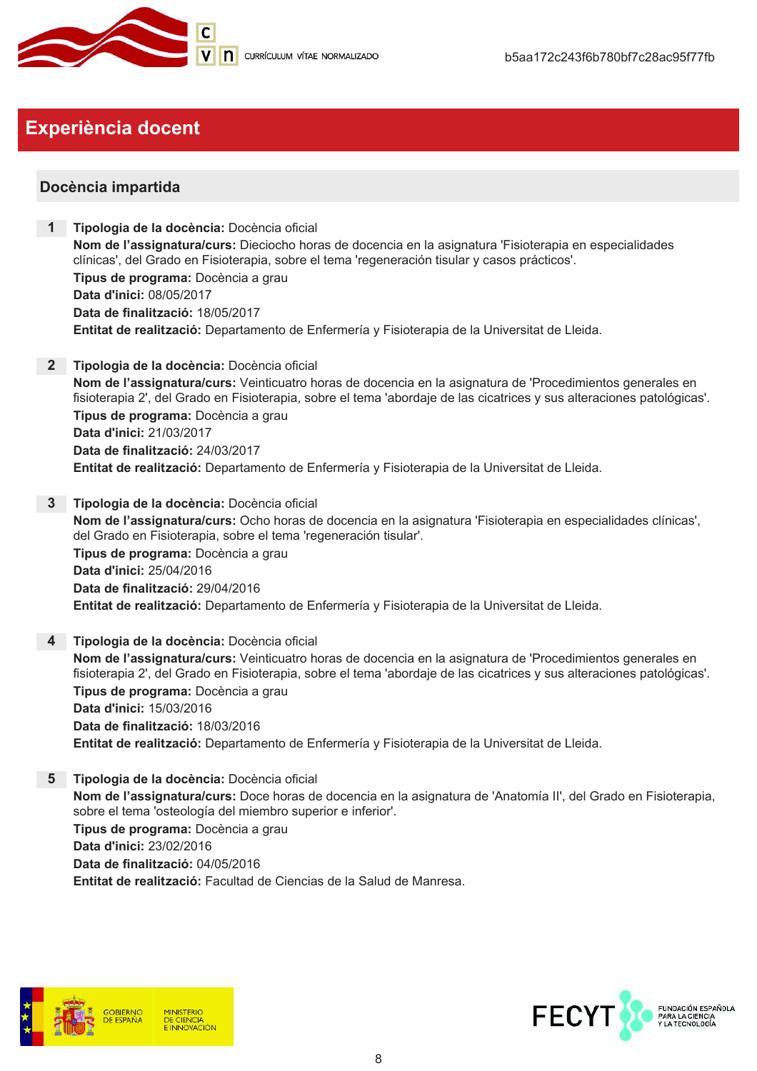## Experiència docent

### Docència impartida

**1** **Tipologia de la docència:** Docència oficial
**Nom de l'assignatura/curs:** Dieciocho horas de docencia en la asignatura 'Fisioterapia en especialidades clínicas', del Grado en Fisioterapia, sobre el tema 'regeneración tisular y casos prácticos'.
**Tipus de programa:** Docència a grau
**Data d'inici:** 08/05/2017
**Data de finalització:** 18/05/2017
**Entitat de realització:** Departamento de Enfermería y Fisioterapia de la Universitat de Lleida.

**2** **Tipologia de la docència:** Docència oficial
**Nom de l'assignatura/curs:** Veinticuatro horas de docencia en la asignatura de 'Procedimientos generales en fisioterapia 2', del Grado en Fisioterapia, sobre el tema 'abordaje de las cicatrices y sus alteraciones patológicas'.
**Tipus de programa:** Docència a grau
**Data d'inici:** 21/03/2017
**Data de finalització:** 24/03/2017
**Entitat de realització:** Departamento de Enfermería y Fisioterapia de la Universitat de Lleida.

**3** **Tipologia de la docència:** Docència oficial
**Nom de l'assignatura/curs:** Ocho horas de docencia en la asignatura 'Fisioterapia en especialidades clínicas', del Grado en Fisioterapia, sobre el tema 'regeneración tisular'.
**Tipus de programa:** Docència a grau
**Data d'inici:** 25/04/2016
**Data de finalització:** 29/04/2016
**Entitat de realització:** Departamento de Enfermería y Fisioterapia de la Universitat de Lleida.

**4** **Tipologia de la docència:** Docència oficial
**Nom de l'assignatura/curs:** Veinticuatro horas de docencia en la asignatura de 'Procedimientos generales en fisioterapia 2', del Grado en Fisioterapia, sobre el tema 'abordaje de las cicatrices y sus alteraciones patológicas'.
**Tipus de programa:** Docència a grau
**Data d'inici:** 15/03/2016
**Data de finalització:** 18/03/2016
**Entitat de realització:** Departamento de Enfermería y Fisioterapia de la Universitat de Lleida.

**5** **Tipologia de la docència:** Docència oficial
**Nom de l'assignatura/curs:** Doce horas de docencia en la asignatura de 'Anatomía II', del Grado en Fisioterapia, sobre el tema 'osteología del miembro superior e inferior'.
**Tipus de programa:** Docència a grau
**Data d'inici:** 23/02/2016
**Data de finalització:** 04/05/2016
**Entitat de realització:** Facultad de Ciencias de la Salud de Manresa.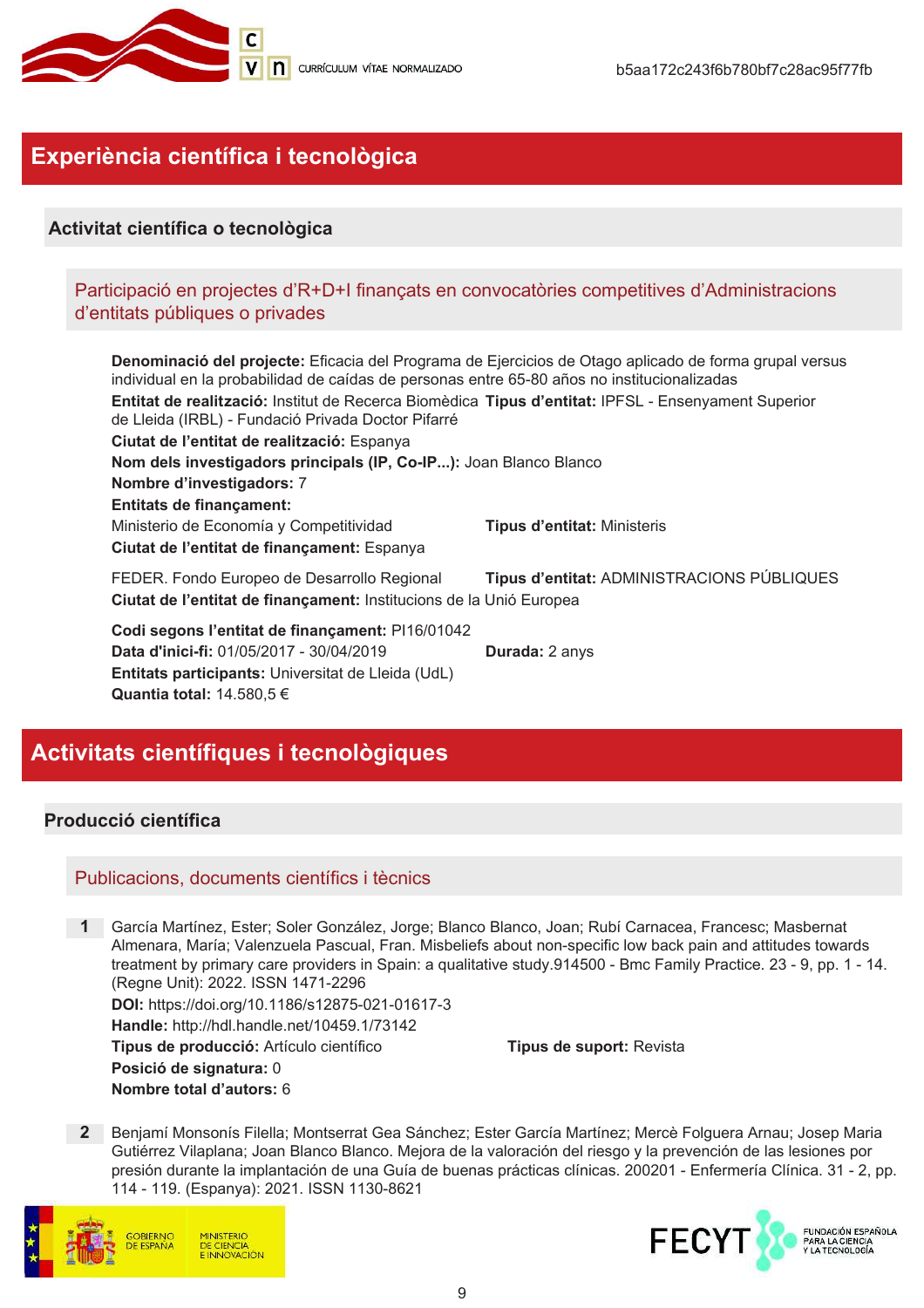# Experiència científica i tecnològica

## Activitat científica o tecnològica

### Participació en projectes d'R+D+I finançats en convocatòries competitives d'Administracions d'entitats públiques o privades

**Denominació del projecte:** Eficacia del Programa de Ejercicios de Otago aplicado de forma grupal versus individual en la probabilidad de caídas de personas entre 65-80 años no institucionalizadas
**Entitat de realització:** Institut de Recerca Biomèdica de Lleida (IRBL) - Fundació Privada Doctor Pifarré **Tipus d'entitat:** IPFSL - Ensenyament Superior
**Ciutat de l'entitat de realització:** Espanya
**Nom dels investigadors principals (IP, Co-IP...):** Joan Blanco Blanco
**Nombre d'investigadors:** 7
**Entitats de finançament:**
Ministerio de Economía y Competitividad **Tipus d'entitat:** Ministeris
**Ciutat de l'entitat de finançament:** Espanya

FEDER. Fondo Europeo de Desarrollo Regional **Tipus d'entitat:** ADMINISTRACIONS PÚBLIQUES
**Ciutat de l'entitat de finançament:** Institucions de la Unió Europea

**Codi segons l'entitat de finançament:** PI16/01042
**Data d'inici-fi:** 01/05/2017 - 30/04/2019 **Durada:** 2 anys
**Entitats participants:** Universitat de Lleida (UdL)
**Quantia total:** 14.580,5 €

# Activitats científiques i tecnològiques

## Producció científica

### Publicacions, documents científics i tècnics

**1** García Martínez, Ester; Soler González, Jorge; Blanco Blanco, Joan; Rubí Carnacea, Francesc; Masbernat Almenara, María; Valenzuela Pascual, Fran. Misbeliefs about non-specific low back pain and attitudes towards treatment by primary care providers in Spain: a qualitative study.914500 - Bmc Family Practice. 23 - 9, pp. 1 - 14. (Regne Unit): 2022. ISSN 1471-2296
**DOI:** https://doi.org/10.1186/s12875-021-01617-3
**Handle:** http://hdl.handle.net/10459.1/73142
**Tipus de producció:** Artículo científico **Tipus de suport:** Revista
**Posició de signatura:** 0
**Nombre total d'autors:** 6

**2** Benjamí Monsonís Filella; Montserrat Gea Sánchez; Ester García Martínez; Mercè Folguera Arnau; Josep Maria Gutiérrez Vilaplana; Joan Blanco Blanco. Mejora de la valoración del riesgo y la prevención de las lesiones por presión durante la implantación de una Guía de buenas prácticas clínicas. 200201 - Enfermería Clínica. 31 - 2, pp. 114 - 119. (Espanya): 2021. ISSN 1130-8621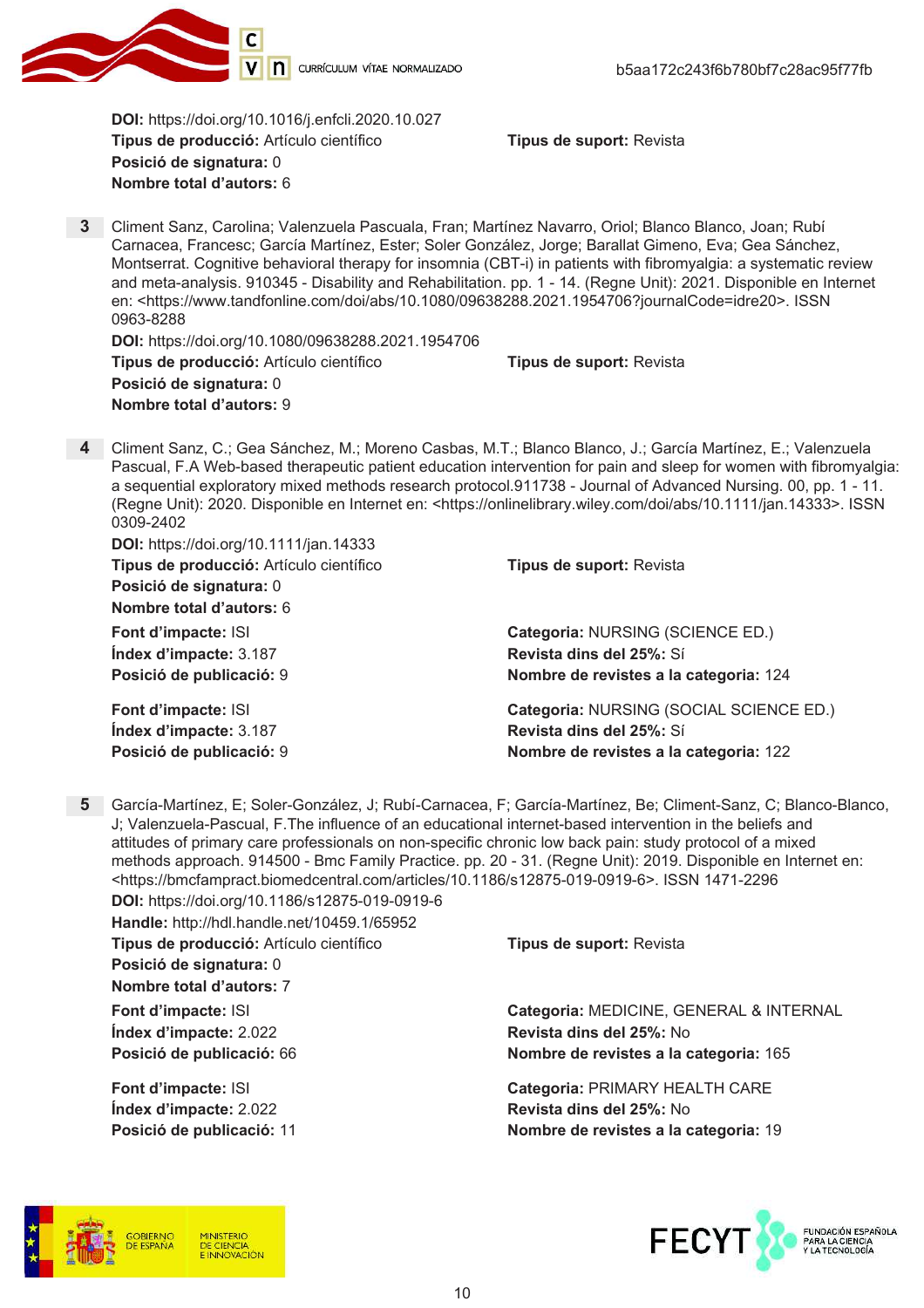**DOI:** https://doi.org/10.1016/j.enfcli.2020.10.027
**Tipus de producció:** Artículo científico
**Tipus de suport:** Revista
**Posició de signatura:** 0
**Nombre total d'autors:** 6

**3** Climent Sanz, Carolina; Valenzuela Pascuala, Fran; Martínez Navarro, Oriol; Blanco Blanco, Joan; Rubí Carnacea, Francesc; García Martínez, Ester; Soler González, Jorge; Barallat Gimeno, Eva; Gea Sánchez, Montserrat. Cognitive behavioral therapy for insomnia (CBT-i) in patients with fibromyalgia: a systematic review and meta-analysis. 910345 - Disability and Rehabilitation. pp. 1 - 14. (Regne Unit): 2021. Disponible en Internet en: <https://www.tandfonline.com/doi/abs/10.1080/09638288.2021.1954706?journalCode=idre20>. ISSN 0963-8288

**DOI:** https://doi.org/10.1080/09638288.2021.1954706
**Tipus de producció:** Artículo científico
**Tipus de suport:** Revista
**Posició de signatura:** 0
**Nombre total d'autors:** 9

**4** Climent Sanz, C.; Gea Sánchez, M.; Moreno Casbas, M.T.; Blanco Blanco, J.; García Martínez, E.; Valenzuela Pascual, F.A Web-based therapeutic patient education intervention for pain and sleep for women with fibromyalgia: a sequential exploratory mixed methods research protocol.911738 - Journal of Advanced Nursing. 00, pp. 1 - 11. (Regne Unit): 2020. Disponible en Internet en: <https://onlinelibrary.wiley.com/doi/abs/10.1111/jan.14333>. ISSN 0309-2402

**DOI:** https://doi.org/10.1111/jan.14333
**Tipus de producció:** Artículo científico
**Tipus de suport:** Revista
**Posició de signatura:** 0
**Nombre total d'autors:** 6

**Font d'impacte:** ISI
**Categoria:** NURSING (SCIENCE ED.)
**Índex d'impacte:** 3.187
**Revista dins del 25%:** Sí
**Posició de publicació:** 9
**Nombre de revistes a la categoria:** 124

**Font d'impacte:** ISI
**Categoria:** NURSING (SOCIAL SCIENCE ED.)
**Índex d'impacte:** 3.187
**Revista dins del 25%:** Sí
**Posició de publicació:** 9
**Nombre de revistes a la categoria:** 122

**5** García-Martínez, E; Soler-González, J; Rubí-Carnacea, F; García-Martínez, Be; Climent-Sanz, C; Blanco-Blanco, J; Valenzuela-Pascual, F.The influence of an educational internet-based intervention in the beliefs and attitudes of primary care professionals on non-specific chronic low back pain: study protocol of a mixed methods approach. 914500 - Bmc Family Practice. pp. 20 - 31. (Regne Unit): 2019. Disponible en Internet en: <https://bmcfampract.biomedcentral.com/articles/10.1186/s12875-019-0919-6>. ISSN 1471-2296

**DOI:** https://doi.org/10.1186/s12875-019-0919-6
**Handle:** http://hdl.handle.net/10459.1/65952
**Tipus de producció:** Artículo científico
**Tipus de suport:** Revista
**Posició de signatura:** 0
**Nombre total d'autors:** 7

**Font d'impacte:** ISI
**Categoria:** MEDICINE, GENERAL & INTERNAL
**Índex d'impacte:** 2.022
**Revista dins del 25%:** No
**Posició de publicació:** 66
**Nombre de revistes a la categoria:** 165

**Font d'impacte:** ISI
**Categoria:** PRIMARY HEALTH CARE
**Índex d'impacte:** 2.022
**Revista dins del 25%:** No
**Posició de publicació:** 11
**Nombre de revistes a la categoria:** 19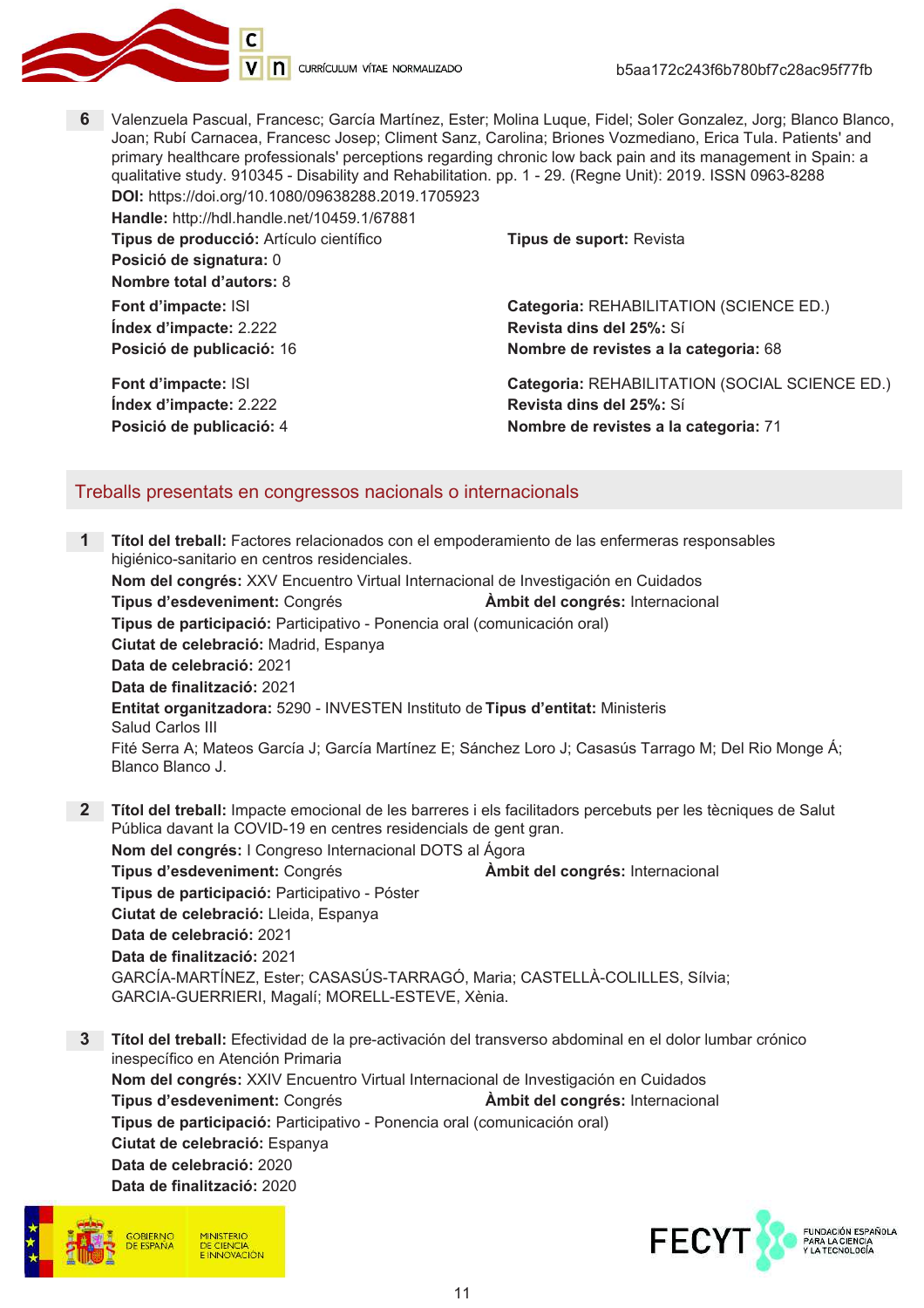6 Valenzuela Pascual, Francesc; García Martínez, Ester; Molina Luque, Fidel; Soler Gonzalez, Jorg; Blanco Blanco, Joan; Rubí Carnacea, Francesc Josep; Climent Sanz, Carolina; Briones Vozmediano, Erica Tula. Patients' and primary healthcare professionals' perceptions regarding chronic low back pain and its management in Spain: a qualitative study. 910345 - Disability and Rehabilitation. pp. 1 - 29. (Regne Unit): 2019. ISSN 0963-8288

**DOI:** https://doi.org/10.1080/09638288.2019.1705923
**Handle:** http://hdl.handle.net/10459.1/67881
**Tipus de producció:** Artículo científico
**Tipus de suport:** Revista
**Posició de signatura:** 0
**Nombre total d'autors:** 8

**Font d'impacte:** ISI
**Categoria:** REHABILITATION (SCIENCE ED.)
**Índex d'impacte:** 2.222
**Revista dins del 25%:** Sí
**Posició de publicació:** 16
**Nombre de revistes a la categoria:** 68

**Font d'impacte:** ISI
**Categoria:** REHABILITATION (SOCIAL SCIENCE ED.)
**Índex d'impacte:** 2.222
**Revista dins del 25%:** Sí
**Posició de publicació:** 4
**Nombre de revistes a la categoria:** 71

## Treballs presentats en congressos nacionals o internacionals

1 **Títol del treball:** Factores relacionados con el empoderamiento de las enfermeras responsables higiénico-sanitario en centros residenciales.
**Nom del congrés:** XXV Encuentro Virtual Internacional de Investigación en Cuidados
**Tipus d'esdeveniment:** Congrés
**Àmbit del congrés:** Internacional
**Tipus de participació:** Participativo - Ponencia oral (comunicación oral)
**Ciutat de celebració:** Madrid, Espanya
**Data de celebració:** 2021
**Data de finalització:** 2021
**Entitat organitzadora:** 5290 - INVESTEN Instituto de Salud Carlos III
**Tipus d'entitat:** Ministeris
Fité Serra A; Mateos García J; García Martínez E; Sánchez Loro J; Casasús Tarrago M; Del Rio Monge Á; Blanco Blanco J.

2 **Títol del treball:** Impacte emocional de les barreres i els facilitadors percebuts per les tècniques de Salut Pública davant la COVID-19 en centres residencials de gent gran.
**Nom del congrés:** I Congreso Internacional DOTS al Ágora
**Tipus d'esdeveniment:** Congrés
**Àmbit del congrés:** Internacional
**Tipus de participació:** Participativo - Póster
**Ciutat de celebració:** Lleida, Espanya
**Data de celebració:** 2021
**Data de finalització:** 2021
GARCÍA-MARTÍNEZ, Ester; CASASÚS-TARRAGÓ, Maria; CASTELLÀ-COLILLES, Sílvia; GARCIA-GUERRIERI, Magalí; MORELL-ESTEVE, Xènia.

3 **Títol del treball:** Efectividad de la pre-activación del transverso abdominal en el dolor lumbar crónico inespecífico en Atención Primaria
**Nom del congrés:** XXIV Encuentro Virtual Internacional de Investigación en Cuidados
**Tipus d'esdeveniment:** Congrés
**Àmbit del congrés:** Internacional
**Tipus de participació:** Participativo - Ponencia oral (comunicación oral)
**Ciutat de celebració:** Espanya
**Data de celebració:** 2020
**Data de finalització:** 2020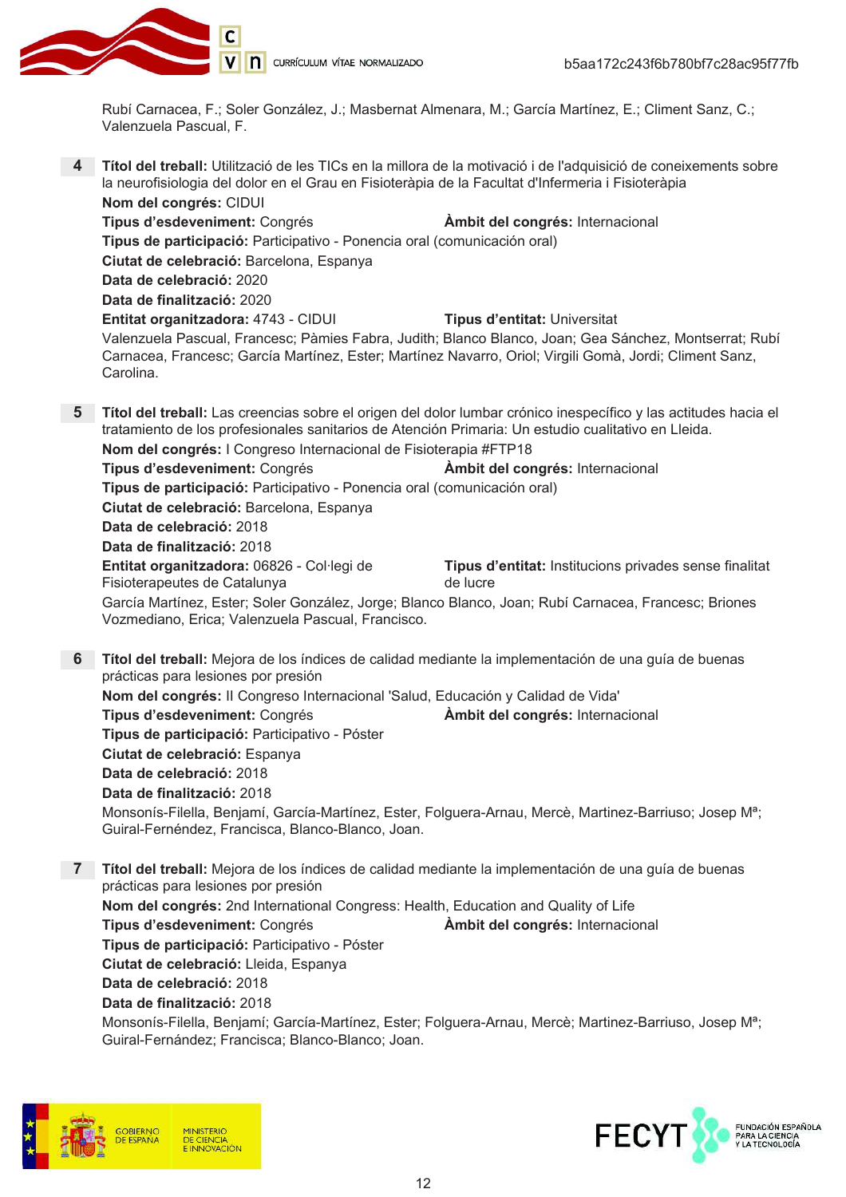Rubí Carnacea, F.; Soler González, J.; Masbernat Almenara, M.; García Martínez, E.; Climent Sanz, C.; Valenzuela Pascual, F.

**4** **Títol del treball:** Utilització de les TICs en la millora de la motivació i de l'adquisició de coneixements sobre la neurofisiologia del dolor en el Grau en Fisioteràpia de la Facultat d'Infermeria i Fisioteràpia
**Nom del congrés:** CIDUI
**Tipus d'esdeveniment:** Congrés **Àmbit del congrés:** Internacional
**Tipus de participació:** Participativo - Ponencia oral (comunicación oral)
**Ciutat de celebració:** Barcelona, Espanya
**Data de celebració:** 2020
**Data de finalització:** 2020
**Entitat organitzadora:** 4743 - CIDUI **Tipus d'entitat:** Universitat
Valenzuela Pascual, Francesc; Pàmies Fabra, Judith; Blanco Blanco, Joan; Gea Sánchez, Montserrat; Rubí Carnacea, Francesc; García Martínez, Ester; Martínez Navarro, Oriol; Virgili Gomà, Jordi; Climent Sanz, Carolina.

**5** **Títol del treball:** Las creencias sobre el origen del dolor lumbar crónico inespecífico y las actitudes hacia el tratamiento de los profesionales sanitarios de Atención Primaria: Un estudio cualitativo en Lleida.
**Nom del congrés:** I Congreso Internacional de Fisioterapia #FTP18
**Tipus d'esdeveniment:** Congrés **Àmbit del congrés:** Internacional
**Tipus de participació:** Participativo - Ponencia oral (comunicación oral)
**Ciutat de celebració:** Barcelona, Espanya
**Data de celebració:** 2018
**Data de finalització:** 2018
**Entitat organitzadora:** 06826 - Col·legi de Fisioterapeutes de Catalunya **Tipus d'entitat:** Institucions privades sense finalitat de lucre
García Martínez, Ester; Soler González, Jorge; Blanco Blanco, Joan; Rubí Carnacea, Francesc; Briones Vozmediano, Erica; Valenzuela Pascual, Francisco.

**6** **Títol del treball:** Mejora de los índices de calidad mediante la implementación de una guía de buenas prácticas para lesiones por presión
**Nom del congrés:** II Congreso Internacional 'Salud, Educación y Calidad de Vida'
**Tipus d'esdeveniment:** Congrés **Àmbit del congrés:** Internacional
**Tipus de participació:** Participativo - Póster
**Ciutat de celebració:** Espanya
**Data de celebració:** 2018
**Data de finalització:** 2018
Monsonís-Filella, Benjamí, García-Martínez, Ester, Folguera-Arnau, Mercè, Martinez-Barriuso; Josep Mª; Guiral-Fernéndez, Francisca, Blanco-Blanco, Joan.

**7** **Títol del treball:** Mejora de los índices de calidad mediante la implementación de una guía de buenas prácticas para lesiones por presión
**Nom del congrés:** 2nd International Congress: Health, Education and Quality of Life
**Tipus d'esdeveniment:** Congrés **Àmbit del congrés:** Internacional
**Tipus de participació:** Participativo - Póster
**Ciutat de celebració:** Lleida, Espanya
**Data de celebració:** 2018
**Data de finalització:** 2018
Monsonís-Filella, Benjamí; García-Martínez, Ester; Folguera-Arnau, Mercè; Martinez-Barriuso, Josep Mª; Guiral-Fernández; Francisca; Blanco-Blanco; Joan.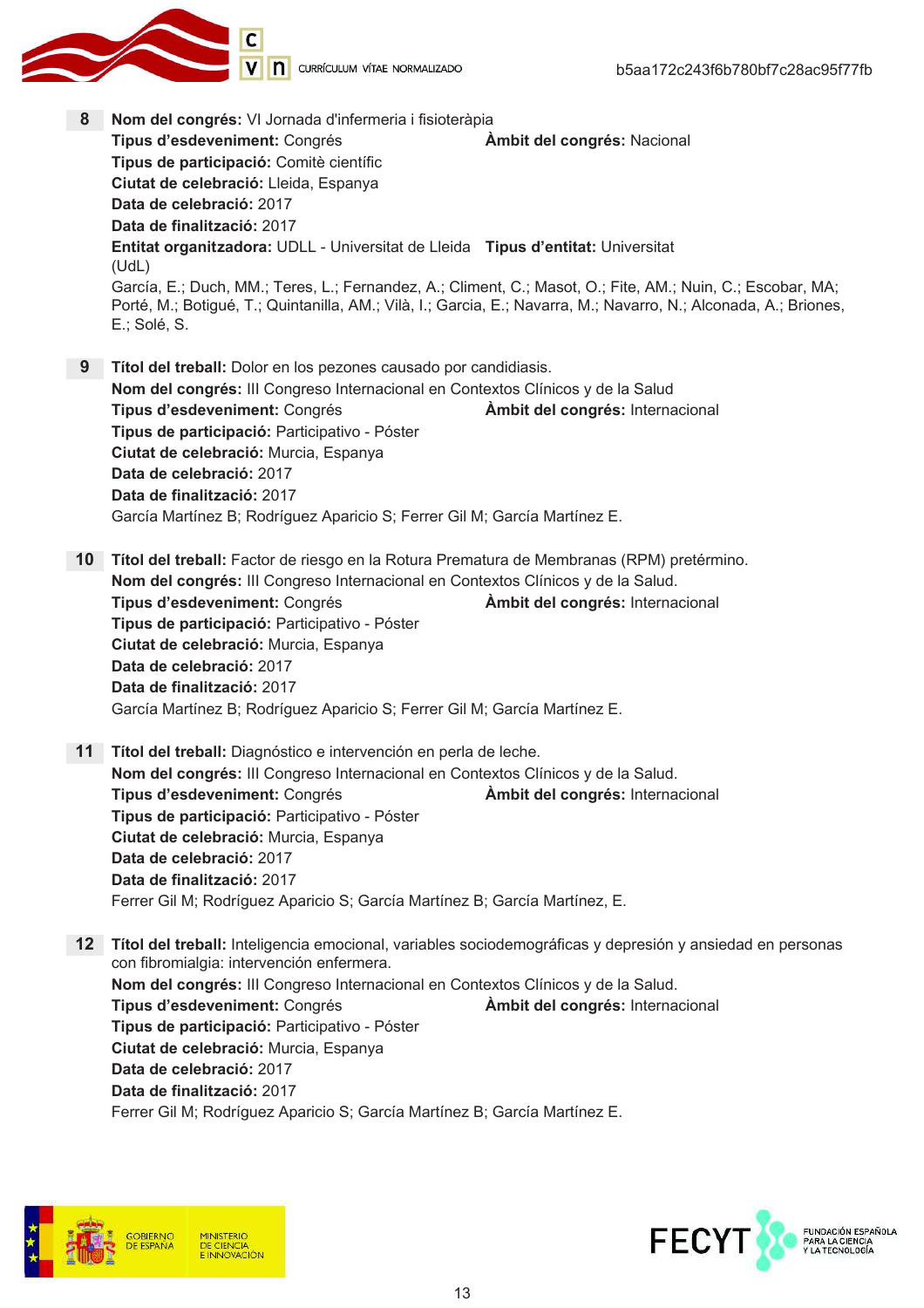**8** **Nom del congrés:** VI Jornada d'infermeria i fisioteràpia
**Tipus d'esdeveniment:** Congrés **Àmbit del congrés:** Nacional
**Tipus de participació:** Comitè científic
**Ciutat de celebració:** Lleida, Espanya
**Data de celebració:** 2017
**Data de finalització:** 2017
**Entitat organitzadora:** UDLL - Universitat de Lleida (UdL) **Tipus d'entitat:** Universitat
García, E.; Duch, MM.; Teres, L.; Fernandez, A.; Climent, C.; Masot, O.; Fite, AM.; Nuin, C.; Escobar, MA; Porté, M.; Botigué, T.; Quintanilla, AM.; Vilà, I.; Garcia, E.; Navarra, M.; Navarro, N.; Alconada, A.; Briones, E.; Solé, S.

**9** **Títol del treball:** Dolor en los pezones causado por candidiasis.
**Nom del congrés:** III Congreso Internacional en Contextos Clínicos y de la Salud
**Tipus d'esdeveniment:** Congrés **Àmbit del congrés:** Internacional
**Tipus de participació:** Participativo - Póster
**Ciutat de celebració:** Murcia, Espanya
**Data de celebració:** 2017
**Data de finalització:** 2017
García Martínez B; Rodríguez Aparicio S; Ferrer Gil M; García Martínez E.

**10** **Títol del treball:** Factor de riesgo en la Rotura Prematura de Membranas (RPM) pretérmino.
**Nom del congrés:** III Congreso Internacional en Contextos Clínicos y de la Salud.
**Tipus d'esdeveniment:** Congrés **Àmbit del congrés:** Internacional
**Tipus de participació:** Participativo - Póster
**Ciutat de celebració:** Murcia, Espanya
**Data de celebració:** 2017
**Data de finalització:** 2017
García Martínez B; Rodríguez Aparicio S; Ferrer Gil M; García Martínez E.

**11** **Títol del treball:** Diagnóstico e intervención en perla de leche.
**Nom del congrés:** III Congreso Internacional en Contextos Clínicos y de la Salud.
**Tipus d'esdeveniment:** Congrés **Àmbit del congrés:** Internacional
**Tipus de participació:** Participativo - Póster
**Ciutat de celebració:** Murcia, Espanya
**Data de celebració:** 2017
**Data de finalització:** 2017
Ferrer Gil M; Rodríguez Aparicio S; García Martínez B; García Martínez, E.

**12** **Títol del treball:** Inteligencia emocional, variables sociodemográficas y depresión y ansiedad en personas con fibromialgia: intervención enfermera.
**Nom del congrés:** III Congreso Internacional en Contextos Clínicos y de la Salud.
**Tipus d'esdeveniment:** Congrés **Àmbit del congrés:** Internacional
**Tipus de participació:** Participativo - Póster
**Ciutat de celebració:** Murcia, Espanya
**Data de celebració:** 2017
**Data de finalització:** 2017
Ferrer Gil M; Rodríguez Aparicio S; García Martínez B; García Martínez E.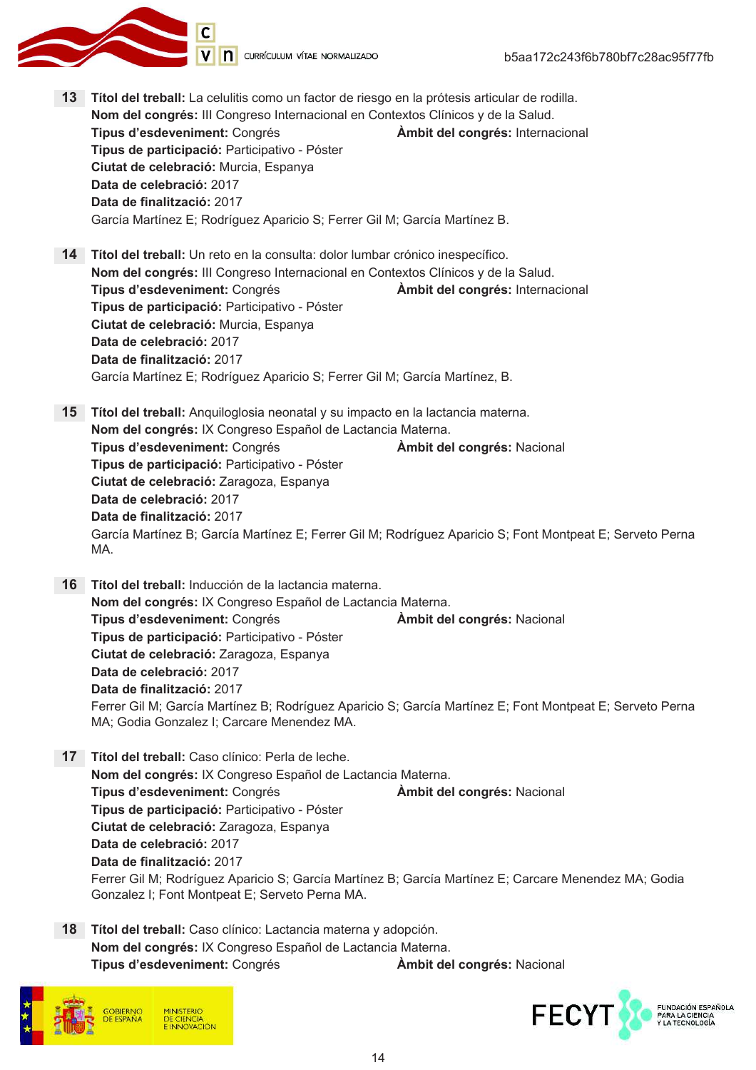**13** **Títol del treball:** La celulitis como un factor de riesgo en la prótesis articular de rodilla.
**Nom del congrés:** III Congreso Internacional en Contextos Clínicos y de la Salud.
**Tipus d'esdeveniment:** Congrés **Àmbit del congrés:** Internacional
**Tipus de participació:** Participativo - Póster
**Ciutat de celebració:** Murcia, Espanya
**Data de celebració:** 2017
**Data de finalització:** 2017
García Martínez E; Rodríguez Aparicio S; Ferrer Gil M; García Martínez B.

**14** **Títol del treball:** Un reto en la consulta: dolor lumbar crónico inespecífico.
**Nom del congrés:** III Congreso Internacional en Contextos Clínicos y de la Salud.
**Tipus d'esdeveniment:** Congrés **Àmbit del congrés:** Internacional
**Tipus de participació:** Participativo - Póster
**Ciutat de celebració:** Murcia, Espanya
**Data de celebració:** 2017
**Data de finalització:** 2017
García Martínez E; Rodríguez Aparicio S; Ferrer Gil M; García Martínez, B.

**15** **Títol del treball:** Anquiloglosia neonatal y su impacto en la lactancia materna.
**Nom del congrés:** IX Congreso Español de Lactancia Materna.
**Tipus d'esdeveniment:** Congrés **Àmbit del congrés:** Nacional
**Tipus de participació:** Participativo - Póster
**Ciutat de celebració:** Zaragoza, Espanya
**Data de celebració:** 2017
**Data de finalització:** 2017
García Martínez B; García Martínez E; Ferrer Gil M; Rodríguez Aparicio S; Font Montpeat E; Serveto Perna MA.

**16** **Títol del treball:** Inducción de la lactancia materna.
**Nom del congrés:** IX Congreso Español de Lactancia Materna.
**Tipus d'esdeveniment:** Congrés **Àmbit del congrés:** Nacional
**Tipus de participació:** Participativo - Póster
**Ciutat de celebració:** Zaragoza, Espanya
**Data de celebració:** 2017
**Data de finalització:** 2017
Ferrer Gil M; García Martínez B; Rodríguez Aparicio S; García Martínez E; Font Montpeat E; Serveto Perna MA; Godia Gonzalez I; Carcare Menendez MA.

**17** **Títol del treball:** Caso clínico: Perla de leche.
**Nom del congrés:** IX Congreso Español de Lactancia Materna.
**Tipus d'esdeveniment:** Congrés **Àmbit del congrés:** Nacional
**Tipus de participació:** Participativo - Póster
**Ciutat de celebració:** Zaragoza, Espanya
**Data de celebració:** 2017
**Data de finalització:** 2017
Ferrer Gil M; Rodríguez Aparicio S; García Martínez B; García Martínez E; Carcare Menendez MA; Godia Gonzalez I; Font Montpeat E; Serveto Perna MA.

**18** **Títol del treball:** Caso clínico: Lactancia materna y adopción.
**Nom del congrés:** IX Congreso Español de Lactancia Materna.
**Tipus d'esdeveniment:** Congrés **Àmbit del congrés:** Nacional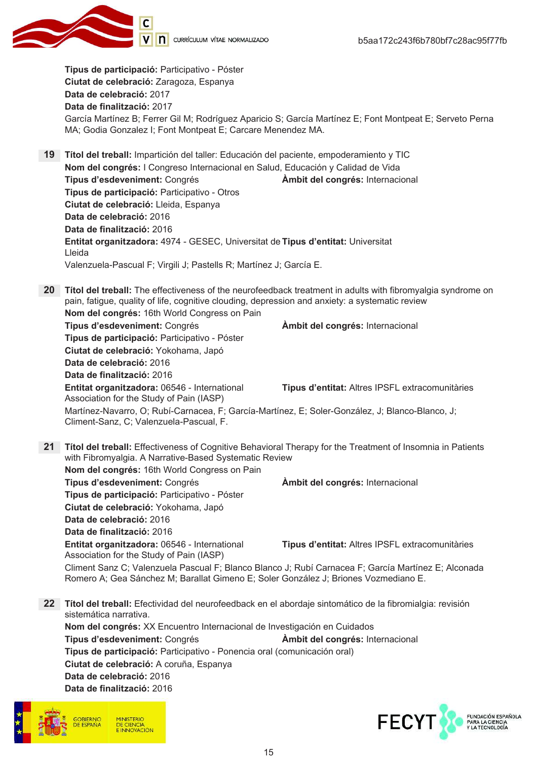**Tipus de participació:** Participativo - Póster
**Ciutat de celebració:** Zaragoza, Espanya
**Data de celebració:** 2017
**Data de finalització:** 2017
García Martínez B; Ferrer Gil M; Rodríguez Aparicio S; García Martínez E; Font Montpeat E; Serveto Perna MA; Godia Gonzalez I; Font Montpeat E; Carcare Menendez MA.

**19** **Títol del treball:** Impartición del taller: Educación del paciente, empoderamiento y TIC
**Nom del congrés:** I Congreso Internacional en Salud, Educación y Calidad de Vida
**Tipus d'esdeveniment:** Congrés **Àmbit del congrés:** Internacional
**Tipus de participació:** Participativo - Otros
**Ciutat de celebració:** Lleida, Espanya
**Data de celebració:** 2016
**Data de finalització:** 2016
**Entitat organitzadora:** 4974 - GESEC, Universitat de Lleida **Tipus d'entitat:** Universitat
Valenzuela-Pascual F; Virgili J; Pastells R; Martínez J; García E.

**20** **Títol del treball:** The effectiveness of the neurofeedback treatment in adults with fibromyalgia syndrome on pain, fatigue, quality of life, cognitive clouding, depression and anxiety: a systematic review
**Nom del congrés:** 16th World Congress on Pain
**Tipus d'esdeveniment:** Congrés **Àmbit del congrés:** Internacional
**Tipus de participació:** Participativo - Póster
**Ciutat de celebració:** Yokohama, Japó
**Data de celebració:** 2016
**Data de finalització:** 2016
**Entitat organitzadora:** 06546 - International Association for the Study of Pain (IASP) **Tipus d'entitat:** Altres IPSFL extracomunitàries
Martínez-Navarro, O; Rubí-Carnacea, F; García-Martínez, E; Soler-González, J; Blanco-Blanco, J; Climent-Sanz, C; Valenzuela-Pascual, F.

**21** **Títol del treball:** Effectiveness of Cognitive Behavioral Therapy for the Treatment of Insomnia in Patients with Fibromyalgia. A Narrative-Based Systematic Review
**Nom del congrés:** 16th World Congress on Pain
**Tipus d'esdeveniment:** Congrés **Àmbit del congrés:** Internacional
**Tipus de participació:** Participativo - Póster
**Ciutat de celebració:** Yokohama, Japó
**Data de celebració:** 2016
**Data de finalització:** 2016
**Entitat organitzadora:** 06546 - International Association for the Study of Pain (IASP) **Tipus d'entitat:** Altres IPSFL extracomunitàries
Climent Sanz C; Valenzuela Pascual F; Blanco Blanco J; Rubí Carnacea F; García Martínez E; Alconada Romero A; Gea Sánchez M; Barallat Gimeno E; Soler González J; Briones Vozmediano E.

**22** **Títol del treball:** Efectividad del neurofeedback en el abordaje sintomático de la fibromialgia: revisión sistemática narrativa.
**Nom del congrés:** XX Encuentro Internacional de Investigación en Cuidados
**Tipus d'esdeveniment:** Congrés **Àmbit del congrés:** Internacional
**Tipus de participació:** Participativo - Ponencia oral (comunicación oral)
**Ciutat de celebració:** A coruña, Espanya
**Data de celebració:** 2016
**Data de finalització:** 2016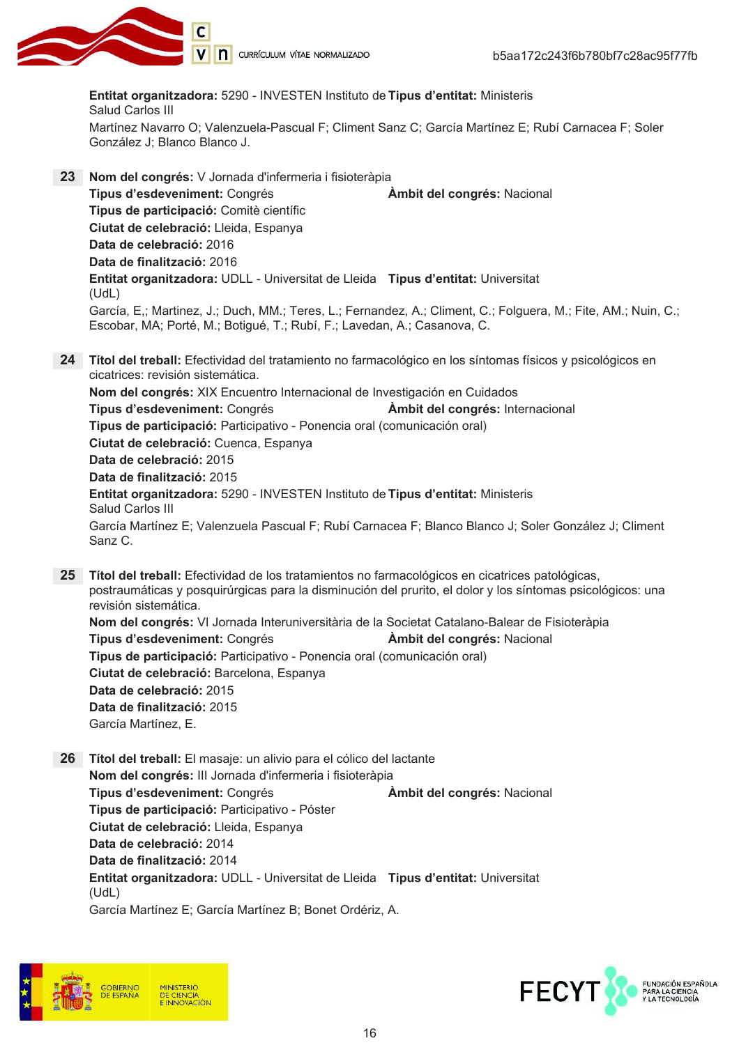**Entitat organitzadora:** 5290 - INVESTEN Instituto de Salud Carlos III **Tipus d'entitat:** Ministeris

Martínez Navarro O; Valenzuela-Pascual F; Climent Sanz C; García Martínez E; Rubí Carnacea F; Soler González J; Blanco Blanco J.

**23** **Nom del congrés:** V Jornada d'infermeria i fisioteràpia
**Tipus d'esdeveniment:** Congrés **Àmbit del congrés:** Nacional
**Tipus de participació:** Comitè científic
**Ciutat de celebració:** Lleida, Espanya
**Data de celebració:** 2016
**Data de finalització:** 2016
**Entitat organitzadora:** UDLL - Universitat de Lleida (UdL) **Tipus d'entitat:** Universitat
García, E.,; Martinez, J.; Duch, MM.; Teres, L.; Fernandez, A.; Climent, C.; Folguera, M.; Fite, AM.; Nuin, C.; Escobar, MA; Porté, M.; Botigué, T.; Rubí, F.; Lavedan, A.; Casanova, C.

**24** **Títol del treball:** Efectividad del tratamiento no farmacológico en los síntomas físicos y psicológicos en cicatrices: revisión sistemática.
**Nom del congrés:** XIX Encuentro Internacional de Investigación en Cuidados
**Tipus d'esdeveniment:** Congrés **Àmbit del congrés:** Internacional
**Tipus de participació:** Participativo - Ponencia oral (comunicación oral)
**Ciutat de celebració:** Cuenca, Espanya
**Data de celebració:** 2015
**Data de finalització:** 2015
**Entitat organitzadora:** 5290 - INVESTEN Instituto de Salud Carlos III **Tipus d'entitat:** Ministeris
García Martínez E; Valenzuela Pascual F; Rubí Carnacea F; Blanco Blanco J; Soler González J; Climent Sanz C.

**25** **Títol del treball:** Efectividad de los tratamientos no farmacológicos en cicatrices patológicas, postraumáticas y posquirúrgicas para la disminución del prurito, el dolor y los síntomas psicológicos: una revisión sistemática.
**Nom del congrés:** VI Jornada Interuniversitària de la Societat Catalano-Balear de Fisioteràpia
**Tipus d'esdeveniment:** Congrés **Àmbit del congrés:** Nacional
**Tipus de participació:** Participativo - Ponencia oral (comunicación oral)
**Ciutat de celebració:** Barcelona, Espanya
**Data de celebració:** 2015
**Data de finalització:** 2015
García Martínez, E.

**26** **Títol del treball:** El masaje: un alivio para el cólico del lactante
**Nom del congrés:** III Jornada d'infermeria i fisioteràpia
**Tipus d'esdeveniment:** Congrés **Àmbit del congrés:** Nacional
**Tipus de participació:** Participativo - Póster
**Ciutat de celebració:** Lleida, Espanya
**Data de celebració:** 2014
**Data de finalització:** 2014
**Entitat organitzadora:** UDLL - Universitat de Lleida (UdL) **Tipus d'entitat:** Universitat
García Martínez E; García Martínez B; Bonet Ordériz, A.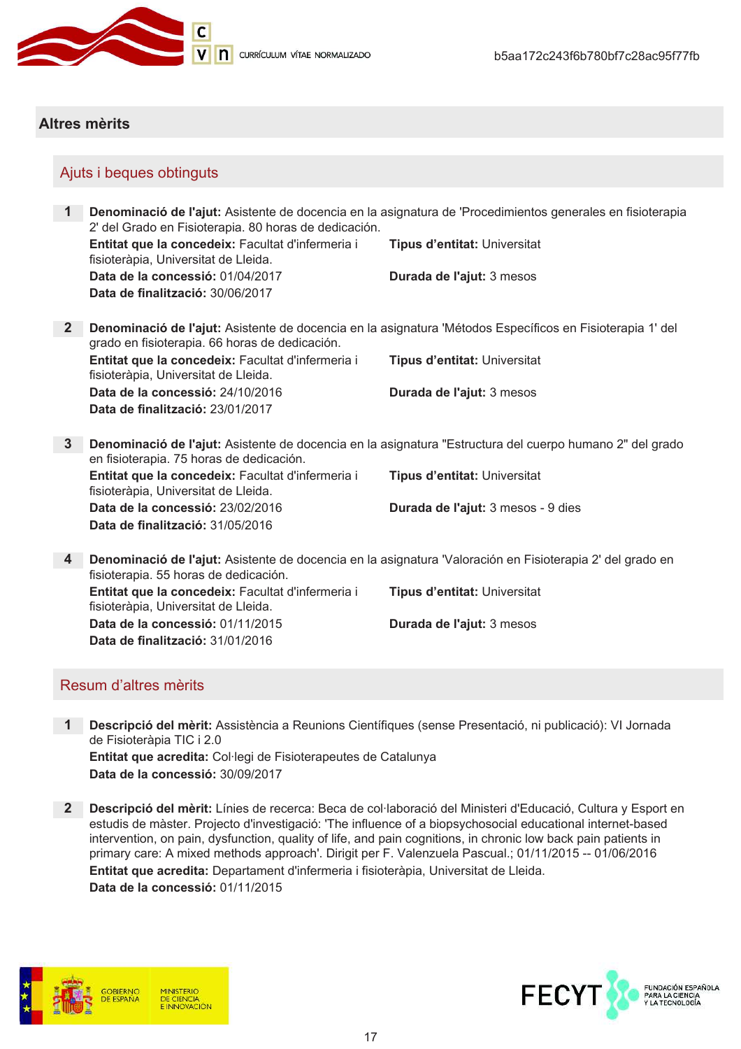## Altres mèrits

### Ajuts i beques obtinguts

**1** **Denominació de l'ajut:** Asistente de docencia en la asignatura de 'Procedimientos generales en fisioterapia 2' del Grado en Fisioterapia. 80 horas de dedicación.
**Entitat que la concedeix:** Facultat d'infermeria i fisioteràpia, Universitat de Lleida.
**Tipus d'entitat:** Universitat
**Data de la concessió:** 01/04/2017
**Durada de l'ajut:** 3 mesos
**Data de finalització:** 30/06/2017

**2** **Denominació de l'ajut:** Asistente de docencia en la asignatura 'Métodos Específicos en Fisioterapia 1' del grado en fisioterapia. 66 horas de dedicación.
**Entitat que la concedeix:** Facultat d'infermeria i fisioteràpia, Universitat de Lleida.
**Tipus d'entitat:** Universitat
**Data de la concessió:** 24/10/2016
**Durada de l'ajut:** 3 mesos
**Data de finalització:** 23/01/2017

**3** **Denominació de l'ajut:** Asistente de docencia en la asignatura "Estructura del cuerpo humano 2" del grado en fisioterapia. 75 horas de dedicación.
**Entitat que la concedeix:** Facultat d'infermeria i fisioteràpia, Universitat de Lleida.
**Tipus d'entitat:** Universitat
**Data de la concessió:** 23/02/2016
**Durada de l'ajut:** 3 mesos - 9 dies
**Data de finalització:** 31/05/2016

**4** **Denominació de l'ajut:** Asistente de docencia en la asignatura 'Valoración en Fisioterapia 2' del grado en fisioterapia. 55 horas de dedicación.
**Entitat que la concedeix:** Facultat d'infermeria i fisioteràpia, Universitat de Lleida.
**Tipus d'entitat:** Universitat
**Data de la concessió:** 01/11/2015
**Durada de l'ajut:** 3 mesos
**Data de finalització:** 31/01/2016

### Resum d'altres mèrits

**1** **Descripció del mèrit:** Assistència a Reunions Científiques (sense Presentació, ni publicació): VI Jornada de Fisioteràpia TIC i 2.0
**Entitat que acredita:** Col·legi de Fisioterapeutes de Catalunya
**Data de la concessió:** 30/09/2017

**2** **Descripció del mèrit:** Línies de recerca: Beca de col·laboració del Ministeri d'Educació, Cultura y Esport en estudis de màster. Projecto d'investigació: 'The influence of a biopsychosocial educational internet-based intervention, on pain, dysfunction, quality of life, and pain cognitions, in chronic low back pain patients in primary care: A mixed methods approach'. Dirigit per F. Valenzuela Pascual.; 01/11/2015 -- 01/06/2016
**Entitat que acredita:** Departament d'infermeria i fisioteràpia, Universitat de Lleida.
**Data de la concessió:** 01/11/2015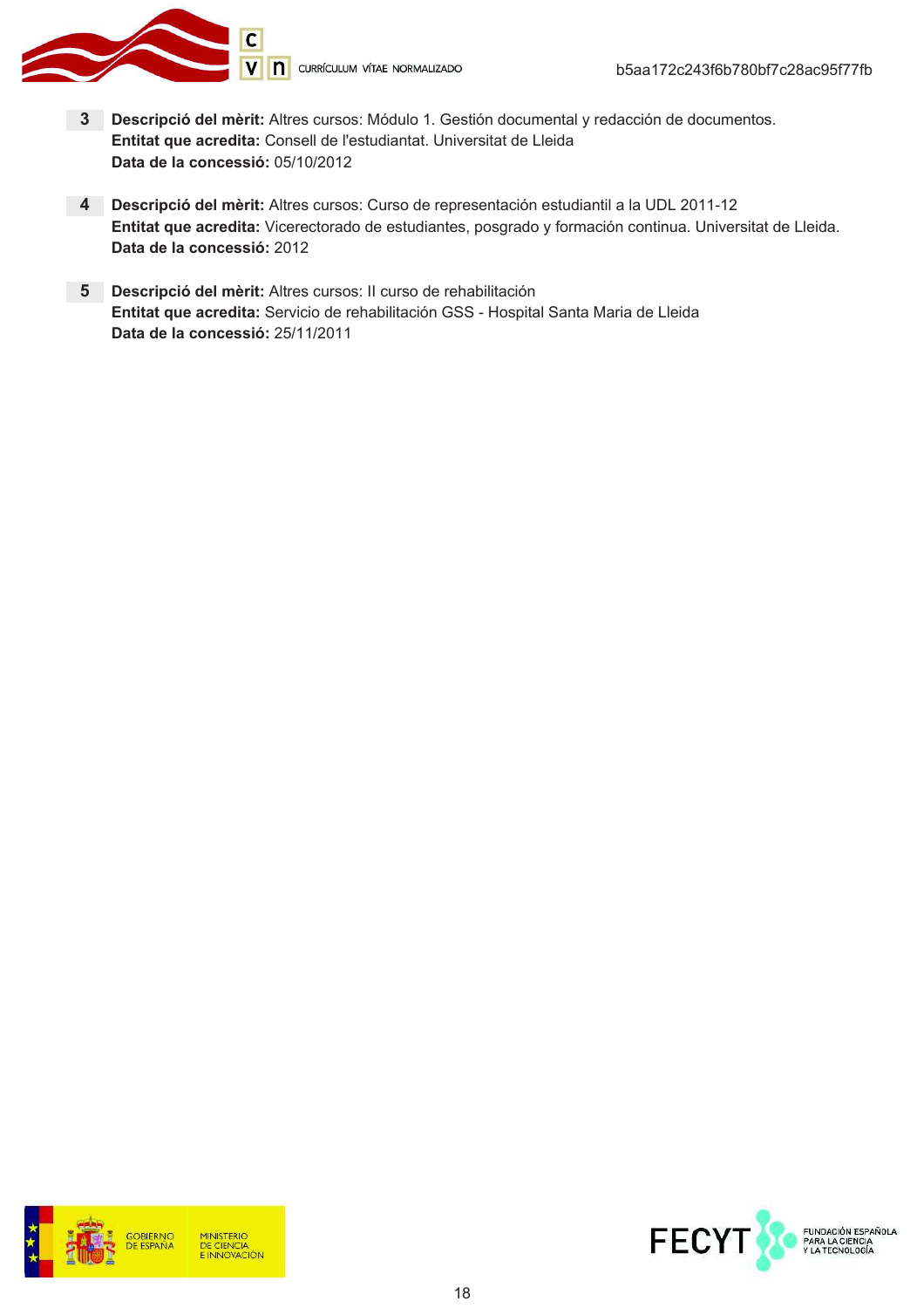3 **Descripció del mèrit:** Altres cursos: Módulo 1. Gestión documental y redacción de documentos.
**Entitat que acredita:** Consell de l'estudiantat. Universitat de Lleida
**Data de la concessió:** 05/10/2012

4 **Descripció del mèrit:** Altres cursos: Curso de representación estudiantil a la UDL 2011-12
**Entitat que acredita:** Vicerectorado de estudiantes, posgrado y formación continua. Universitat de Lleida.
**Data de la concessió:** 2012

5 **Descripció del mèrit:** Altres cursos: II curso de rehabilitación
**Entitat que acredita:** Servicio de rehabilitación GSS - Hospital Santa Maria de Lleida
**Data de la concessió:** 25/11/2011